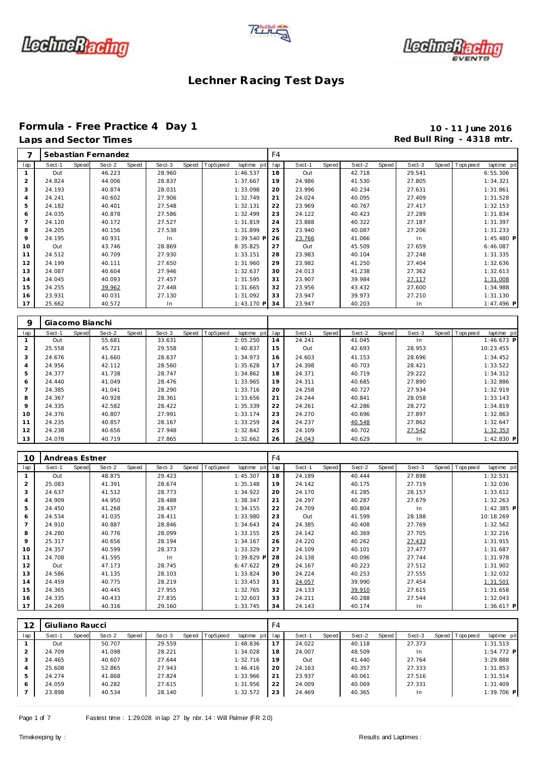# Lechner Racing Test Days

## Formula - Free Practice 4 Day 1

**10 - 11 June 2016**

### Laps and Sector Times

**Red Bull Ring - 4318 mtr.**

| 7 | Sebastian Fernandez | | | | | | | | F4 | | | | | | | | |
|---|---|---|---|---|---|---|---|---|---|---|---|---|---|---|---|---|---|
| lap | Sect-1 | Speed | Sect-2 | Speed | Sect-3 | Speed | TopSpeed | laptime pit | lap | Sect-1 | Speed | Sect-2 | Speed | Sect-3 | Speed | Topspeed | laptime pit |
| 1 | Out | | 46.223 | | 28.960 | | | 1:46.537 | 18 | Out | | 42.718 | | 29.541 | | | 6:55.306 |
| 2 | 24.824 | | 44.006 | | 28.837 | | | 1:37.667 | 19 | 24.986 | | 41.530 | | 27.805 | | | 1:34.321 |
| 3 | 24.193 | | 40.874 | | 28.031 | | | 1:33.098 | 20 | 23.996 | | 40.234 | | 27.631 | | | 1:31.861 |
| 4 | 24.241 | | 40.602 | | 27.906 | | | 1:32.749 | 21 | 24.024 | | 40.095 | | 27.409 | | | 1:31.528 |
| 5 | 24.182 | | 40.401 | | 27.548 | | | 1:32.131 | 22 | 23.969 | | 40.767 | | 27.417 | | | 1:32.153 |
| 6 | 24.035 | | 40.878 | | 27.586 | | | 1:32.499 | 23 | 24.122 | | 40.423 | | 27.289 | | | 1:31.834 |
| 7 | 24.120 | | 40.172 | | 27.527 | | | 1:31.819 | 24 | 23.888 | | 40.322 | | 27.187 | | | 1:31.397 |
| 8 | 24.205 | | 40.156 | | 27.538 | | | 1:31.899 | 25 | 23.940 | | 40.087 | | 27.206 | | | 1:31.233 |
| 9 | 24.195 | | 40.931 | | In | | | 1:39.540 P | 26 | 23.766 | | 41.066 | | In | | | 1:45.480 P |
| 10 | Out | | 43.746 | | 28.869 | | | 8:35.825 | 27 | Out | | 45.509 | | 27.659 | | | 6:46.087 |
| 11 | 24.512 | | 40.709 | | 27.930 | | | 1:33.151 | 28 | 23.983 | | 40.104 | | 27.248 | | | 1:31.335 |
| 12 | 24.199 | | 40.111 | | 27.650 | | | 1:31.960 | 29 | 23.982 | | 41.250 | | 27.404 | | | 1:32.636 |
| 13 | 24.087 | | 40.604 | | 27.946 | | | 1:32.637 | 30 | 24.013 | | 41.238 | | 27.362 | | | 1:32.613 |
| 14 | 24.045 | | 40.093 | | 27.457 | | | 1:31.595 | 31 | 23.907 | | 39.984 | | 27.117 | | | 1:31.008 |
| 15 | 24.255 | | 39.962 | | 27.448 | | | 1:31.665 | 32 | 23.956 | | 43.432 | | 27.600 | | | 1:34.988 |
| 16 | 23.931 | | 40.031 | | 27.130 | | | 1:31.092 | 33 | 23.947 | | 39.973 | | 27.210 | | | 1:31.130 |
| 17 | 25.662 | | 40.572 | | In | | | 1:43.170 P | 34 | 23.947 | | 40.203 | | In | | | 1:47.496 P |

| 9 | Giacomo Bianchi | | | | | | | | | | | | | | | | |
|---|---|---|---|---|---|---|---|---|---|---|---|---|---|---|---|---|---|
| lap | Sect-1 | Speed | Sect-2 | Speed | Sect-3 | Speed | TopSpeed | laptime pit | lap | Sect-1 | Speed | Sect-2 | Speed | Sect-3 | Speed | Topspeed | laptime pit |
| 1 | Out | | 55.681 | | 33.631 | | | 2:05.250 | 14 | 24.241 | | 41.045 | | In | | | 1:46.673 P |
| 2 | 25.558 | | 45.721 | | 29.558 | | | 1:40.837 | 15 | Out | | 42.693 | | 28.953 | | | 10:23.455 |
| 3 | 24.676 | | 41.660 | | 28.637 | | | 1:34.973 | 16 | 24.603 | | 41.153 | | 28.696 | | | 1:34.452 |
| 4 | 24.956 | | 42.112 | | 28.560 | | | 1:35.628 | 17 | 24.398 | | 40.703 | | 28.421 | | | 1:33.522 |
| 5 | 24.377 | | 41.738 | | 28.747 | | | 1:34.862 | 18 | 24.371 | | 40.719 | | 29.222 | | | 1:34.312 |
| 6 | 24.440 | | 41.049 | | 28.476 | | | 1:33.965 | 19 | 24.311 | | 40.685 | | 27.890 | | | 1:32.886 |
| 7 | 24.385 | | 41.041 | | 28.290 | | | 1:33.716 | 20 | 24.258 | | 40.727 | | 27.934 | | | 1:32.919 |
| 8 | 24.367 | | 40.928 | | 28.361 | | | 1:33.656 | 21 | 24.244 | | 40.841 | | 28.058 | | | 1:33.143 |
| 9 | 24.335 | | 42.582 | | 28.422 | | | 1:35.339 | 22 | 24.261 | | 42.286 | | 28.272 | | | 1:34.819 |
| 10 | 24.376 | | 40.807 | | 27.991 | | | 1:33.174 | 23 | 24.270 | | 40.696 | | 27.897 | | | 1:32.863 |
| 11 | 24.235 | | 40.857 | | 28.167 | | | 1:33.259 | 24 | 24.237 | | 40.548 | | 27.862 | | | 1:32.647 |
| 12 | 24.238 | | 40.656 | | 27.948 | | | 1:32.842 | 25 | 24.109 | | 40.702 | | 27.542 | | | 1:32.353 |
| 13 | 24.078 | | 40.719 | | 27.865 | | | 1:32.662 | 26 | 24.043 | | 40.629 | | In | | | 1:42.830 P |

| 10 | Andreas Estner | | | | | | | | F4 | | | | | | | | |
|---|---|---|---|---|---|---|---|---|---|---|---|---|---|---|---|---|---|
| lap | Sect-1 | Speed | Sect-2 | Speed | Sect-3 | Speed | TopSpeed | laptime pit | lap | Sect-1 | Speed | Sect-2 | Speed | Sect-3 | Speed | Topspeed | laptime pit |
| 1 | Out | | 48.875 | | 29.423 | | | 1:45.307 | 18 | 24.189 | | 40.444 | | 27.898 | | | 1:32.531 |
| 2 | 25.083 | | 41.391 | | 28.674 | | | 1:35.148 | 19 | 24.142 | | 40.175 | | 27.719 | | | 1:32.036 |
| 3 | 24.637 | | 41.512 | | 28.773 | | | 1:34.922 | 20 | 24.170 | | 41.285 | | 28.157 | | | 1:33.612 |
| 4 | 24.909 | | 44.950 | | 28.488 | | | 1:38.347 | 21 | 24.297 | | 40.287 | | 27.679 | | | 1:32.263 |
| 5 | 24.450 | | 41.268 | | 28.437 | | | 1:34.155 | 22 | 24.709 | | 40.804 | | In | | | 1:42.385 P |
| 6 | 24.534 | | 41.035 | | 28.411 | | | 1:33.980 | 23 | Out | | 41.599 | | 28.188 | | | 10:18.269 |
| 7 | 24.910 | | 40.887 | | 28.846 | | | 1:34.643 | 24 | 24.385 | | 40.408 | | 27.769 | | | 1:32.562 |
| 8 | 24.280 | | 40.776 | | 28.099 | | | 1:33.155 | 25 | 24.142 | | 40.369 | | 27.705 | | | 1:32.216 |
| 9 | 25.317 | | 40.656 | | 28.194 | | | 1:34.167 | 26 | 24.220 | | 40.262 | | 27.433 | | | 1:31.915 |
| 10 | 24.357 | | 40.599 | | 28.373 | | | 1:33.329 | 27 | 24.109 | | 40.101 | | 27.477 | | | 1:31.687 |
| 11 | 24.708 | | 41.595 | | In | | | 1:39.829 P | 28 | 24.138 | | 40.096 | | 27.744 | | | 1:31.978 |
| 12 | Out | | 47.173 | | 28.745 | | | 6:47.622 | 29 | 24.167 | | 40.223 | | 27.512 | | | 1:31.902 |
| 13 | 24.586 | | 41.135 | | 28.103 | | | 1:33.824 | 30 | 24.224 | | 40.253 | | 27.555 | | | 1:32.032 |
| 14 | 24.459 | | 40.775 | | 28.219 | | | 1:33.453 | 31 | 24.057 | | 39.990 | | 27.454 | | | 1:31.501 |
| 15 | 24.365 | | 40.445 | | 27.955 | | | 1:32.765 | 32 | 24.133 | | 39.910 | | 27.615 | | | 1:31.658 |
| 16 | 24.335 | | 40.433 | | 27.835 | | | 1:32.603 | 33 | 24.211 | | 40.288 | | 27.544 | | | 1:32.043 |
| 17 | 24.269 | | 40.316 | | 29.160 | | | 1:33.745 | 34 | 24.143 | | 40.174 | | In | | | 1:36.617 P |

| 12 | Giuliano Raucci | | | | | | | | F4 | | | | | | | | |
|---|---|---|---|---|---|---|---|---|---|---|---|---|---|---|---|---|---|
| lap | Sect-1 | Speed | Sect-2 | Speed | Sect-3 | Speed | TopSpeed | laptime pit | lap | Sect-1 | Speed | Sect-2 | Speed | Sect-3 | Speed | Topspeed | laptime pit |
| 1 | Out | | 50.707 | | 29.559 | | | 1:48.836 | 17 | 24.022 | | 40.118 | | 27.373 | | | 1:31.513 |
| 2 | 24.709 | | 41.098 | | 28.221 | | | 1:34.028 | 18 | 24.007 | | 48.509 | | In | | | 1:54.772 P |
| 3 | 24.465 | | 40.607 | | 27.644 | | | 1:32.716 | 19 | Out | | 41.440 | | 27.764 | | | 3:29.888 |
| 4 | 25.608 | | 52.865 | | 27.943 | | | 1:46.416 | 20 | 24.163 | | 40.357 | | 27.333 | | | 1:31.853 |
| 5 | 24.274 | | 41.868 | | 27.824 | | | 1:33.966 | 21 | 23.937 | | 40.061 | | 27.516 | | | 1:31.514 |
| 6 | 24.059 | | 40.282 | | 27.615 | | | 1:31.956 | 22 | 24.009 | | 40.069 | | 27.331 | | | 1:31.409 |
| 7 | 23.898 | | 40.534 | | 28.140 | | | 1:32.572 | 23 | 24.469 | | 40.365 | | In | | | 1:39.706 P |

Fastest time : 1:29.028 in lap 27 by nbr. 14 : Will Palmer (FR 2.0)

Timekeeping by :

Results and Laptimes :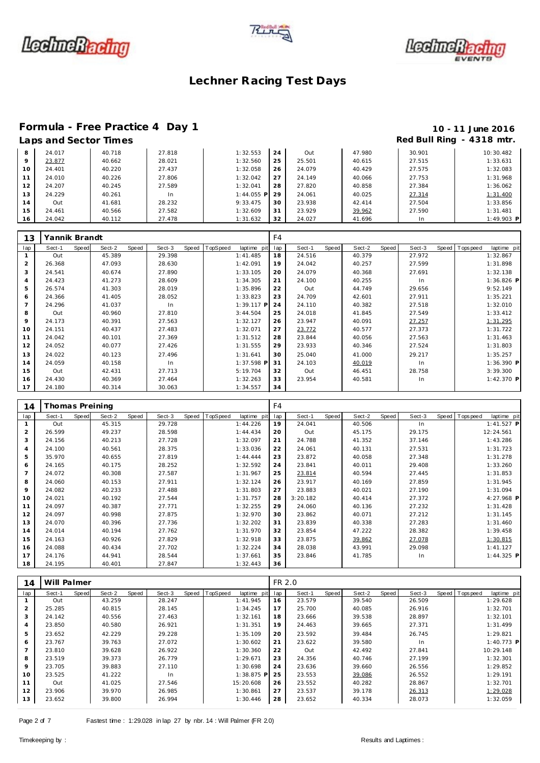# Lechner Racing Test Days

## Formula - Free Practice 4 Day 1

**10 - 11 June 2016**

### Laps and Sector Times

**Red Bull Ring - 4318 mtr.**

| lap | Sect-1 | Speed | Sect-2 | Speed | Sect-3 | Speed | TopSpeed | laptime pit | lap | Sect-1 | Speed | Sect-2 | Speed | Sect-3 | Speed | Topspeed | laptime pit |
|---|---|---|---|---|---|---|---|---|---|---|---|---|---|---|---|---|---|
| 8 | 24.017 | | 40.718 | | 27.818 | | | 1:32.553 | 24 | Out | | 47.980 | | 30.901 | | | 10:30.482 |
| 9 | 23.877 | | 40.662 | | 28.021 | | | 1:32.560 | 25 | 25.501 | | 40.615 | | 27.515 | | | 1:33.631 |
| 10 | 24.401 | | 40.220 | | 27.437 | | | 1:32.058 | 26 | 24.079 | | 40.429 | | 27.575 | | | 1:32.083 |
| 11 | 24.010 | | 40.226 | | 27.806 | | | 1:32.042 | 27 | 24.149 | | 40.066 | | 27.753 | | | 1:31.968 |
| 12 | 24.207 | | 40.245 | | 27.589 | | | 1:32.041 | 28 | 27.820 | | 40.858 | | 27.384 | | | 1:36.062 |
| 13 | 24.229 | | 40.261 | | In | | | 1:44.055 P | 29 | 24.061 | | 40.025 | | 27.314 | | | 1:31.400 |
| 14 | Out | | 41.681 | | 28.232 | | | 9:33.475 | 30 | 23.938 | | 42.414 | | 27.504 | | | 1:33.856 |
| 15 | 24.461 | | 40.566 | | 27.582 | | | 1:32.609 | 31 | 23.929 | | 39.962 | | 27.590 | | | 1:31.481 |
| 16 | 24.042 | | 40.112 | | 27.478 | | | 1:31.632 | 32 | 24.027 | | 41.696 | | In | | | 1:49.903 P |

**13 Yannik Brandt — F4**

| lap | Sect-1 | Speed | Sect-2 | Speed | Sect-3 | Speed | TopSpeed | laptime pit | lap | Sect-1 | Speed | Sect-2 | Speed | Sect-3 | Speed | Topspeed | laptime pit |
|---|---|---|---|---|---|---|---|---|---|---|---|---|---|---|---|---|---|
| 1 | Out | | 45.389 | | 29.398 | | | 1:41.485 | 18 | 24.516 | | 40.379 | | 27.972 | | | 1:32.867 |
| 2 | 26.368 | | 47.093 | | 28.630 | | | 1:42.091 | 19 | 24.042 | | 40.257 | | 27.599 | | | 1:31.898 |
| 3 | 24.541 | | 40.674 | | 27.890 | | | 1:33.105 | 20 | 24.079 | | 40.368 | | 27.691 | | | 1:32.138 |
| 4 | 24.423 | | 41.273 | | 28.609 | | | 1:34.305 | 21 | 24.100 | | 40.255 | | In | | | 1:36.826 P |
| 5 | 26.574 | | 41.303 | | 28.019 | | | 1:35.896 | 22 | Out | | 44.749 | | 29.656 | | | 9:52.149 |
| 6 | 24.366 | | 41.405 | | 28.052 | | | 1:33.823 | 23 | 24.709 | | 42.601 | | 27.911 | | | 1:35.221 |
| 7 | 24.296 | | 41.037 | | In | | | 1:39.117 P | 24 | 24.110 | | 40.382 | | 27.518 | | | 1:32.010 |
| 8 | Out | | 40.960 | | 27.810 | | | 3:44.504 | 25 | 24.018 | | 41.845 | | 27.549 | | | 1:33.412 |
| 9 | 24.173 | | 40.391 | | 27.563 | | | 1:32.127 | 26 | 23.947 | | 40.091 | | 27.257 | | | 1:31.295 |
| 10 | 24.151 | | 40.437 | | 27.483 | | | 1:32.071 | 27 | 23.772 | | 40.577 | | 27.373 | | | 1:31.722 |
| 11 | 24.042 | | 40.101 | | 27.369 | | | 1:31.512 | 28 | 23.844 | | 40.056 | | 27.563 | | | 1:31.463 |
| 12 | 24.052 | | 40.077 | | 27.426 | | | 1:31.555 | 29 | 23.933 | | 40.346 | | 27.524 | | | 1:31.803 |
| 13 | 24.022 | | 40.123 | | 27.496 | | | 1:31.641 | 30 | 25.040 | | 41.000 | | 29.217 | | | 1:35.257 |
| 14 | 24.059 | | 40.158 | | In | | | 1:37.598 P | 31 | 24.103 | | 40.019 | | In | | | 1:36.390 P |
| 15 | Out | | 42.431 | | 27.713 | | | 5:19.704 | 32 | Out | | 46.451 | | 28.758 | | | 3:39.300 |
| 16 | 24.430 | | 40.369 | | 27.464 | | | 1:32.263 | 33 | 23.954 | | 40.581 | | In | | | 1:42.370 P |
| 17 | 24.180 | | 40.314 | | 30.063 | | | 1:34.557 | 34 | | | | | | | | |

**14 Thomas Preining — F4**

| lap | Sect-1 | Speed | Sect-2 | Speed | Sect-3 | Speed | TopSpeed | laptime pit | lap | Sect-1 | Speed | Sect-2 | Speed | Sect-3 | Speed | Topspeed | laptime pit |
|---|---|---|---|---|---|---|---|---|---|---|---|---|---|---|---|---|---|
| 1 | Out | | 45.315 | | 29.728 | | | 1:44.226 | 19 | 24.041 | | 40.506 | | In | | | 1:41.527 P |
| 2 | 26.599 | | 49.237 | | 28.598 | | | 1:44.434 | 20 | Out | | 45.175 | | 29.175 | | | 12:24.561 |
| 3 | 24.156 | | 40.213 | | 27.728 | | | 1:32.097 | 21 | 24.788 | | 41.352 | | 37.146 | | | 1:43.286 |
| 4 | 24.100 | | 40.561 | | 28.375 | | | 1:33.036 | 22 | 24.061 | | 40.131 | | 27.531 | | | 1:31.723 |
| 5 | 35.970 | | 40.655 | | 27.819 | | | 1:44.444 | 23 | 23.872 | | 40.058 | | 27.348 | | | 1:31.278 |
| 6 | 24.165 | | 40.175 | | 28.252 | | | 1:32.592 | 24 | 23.841 | | 40.011 | | 29.408 | | | 1:33.260 |
| 7 | 24.072 | | 40.308 | | 27.587 | | | 1:31.967 | 25 | 23.814 | | 40.594 | | 27.445 | | | 1:31.853 |
| 8 | 24.060 | | 40.153 | | 27.911 | | | 1:32.124 | 26 | 23.917 | | 40.169 | | 27.859 | | | 1:31.945 |
| 9 | 24.082 | | 40.233 | | 27.488 | | | 1:31.803 | 27 | 23.883 | | 40.021 | | 27.190 | | | 1:31.094 |
| 10 | 24.021 | | 40.192 | | 27.544 | | | 1:31.757 | 28 | 3:20.182 | | 40.414 | | 27.372 | | | 4:27.968 P |
| 11 | 24.097 | | 40.387 | | 27.771 | | | 1:32.255 | 29 | 24.060 | | 40.136 | | 27.232 | | | 1:31.428 |
| 12 | 24.097 | | 40.998 | | 27.875 | | | 1:32.970 | 30 | 23.862 | | 40.071 | | 27.212 | | | 1:31.145 |
| 13 | 24.070 | | 40.396 | | 27.736 | | | 1:32.202 | 31 | 23.839 | | 40.338 | | 27.283 | | | 1:31.460 |
| 14 | 24.014 | | 40.194 | | 27.762 | | | 1:31.970 | 32 | 23.854 | | 47.222 | | 28.382 | | | 1:39.458 |
| 15 | 24.163 | | 40.926 | | 27.829 | | | 1:32.918 | 33 | 23.875 | | 39.862 | | 27.078 | | | 1:30.815 |
| 16 | 24.088 | | 40.434 | | 27.702 | | | 1:32.224 | 34 | 28.038 | | 43.991 | | 29.098 | | | 1:41.127 |
| 17 | 24.176 | | 44.941 | | 28.544 | | | 1:37.661 | 35 | 23.846 | | 41.785 | | In | | | 1:44.325 P |
| 18 | 24.195 | | 40.401 | | 27.847 | | | 1:32.443 | 36 | | | | | | | | |

**14 Will Palmer — FR 2.0**

| lap | Sect-1 | Speed | Sect-2 | Speed | Sect-3 | Speed | TopSpeed | laptime pit | lap | Sect-1 | Speed | Sect-2 | Speed | Sect-3 | Speed | Topspeed | laptime pit |
|---|---|---|---|---|---|---|---|---|---|---|---|---|---|---|---|---|---|
| 1 | Out | | 43.259 | | 28.247 | | | 1:41.945 | 16 | 23.579 | | 39.540 | | 26.509 | | | 1:29.628 |
| 2 | 25.285 | | 40.815 | | 28.145 | | | 1:34.245 | 17 | 25.700 | | 40.085 | | 26.916 | | | 1:32.701 |
| 3 | 24.142 | | 40.556 | | 27.463 | | | 1:32.161 | 18 | 23.666 | | 39.538 | | 28.897 | | | 1:32.101 |
| 4 | 23.850 | | 40.580 | | 26.921 | | | 1:31.351 | 19 | 24.463 | | 39.665 | | 27.371 | | | 1:31.499 |
| 5 | 23.652 | | 42.229 | | 29.228 | | | 1:35.109 | 20 | 23.592 | | 39.484 | | 26.745 | | | 1:29.821 |
| 6 | 23.767 | | 39.763 | | 27.072 | | | 1:30.602 | 21 | 23.622 | | 39.580 | | In | | | 1:40.773 P |
| 7 | 23.810 | | 39.628 | | 26.922 | | | 1:30.360 | 22 | Out | | 42.492 | | 27.841 | | | 10:29.148 |
| 8 | 23.519 | | 39.373 | | 26.779 | | | 1:29.671 | 23 | 24.356 | | 40.746 | | 27.199 | | | 1:32.301 |
| 9 | 23.705 | | 39.883 | | 27.110 | | | 1:30.698 | 24 | 23.636 | | 39.660 | | 26.556 | | | 1:29.852 |
| 10 | 23.525 | | 41.222 | | In | | | 1:38.875 P | 25 | 23.553 | | 39.086 | | 26.552 | | | 1:29.191 |
| 11 | Out | | 41.025 | | 27.546 | | | 15:20.608 | 26 | 23.552 | | 40.282 | | 28.867 | | | 1:32.701 |
| 12 | 23.906 | | 39.970 | | 26.985 | | | 1:30.861 | 27 | 23.537 | | 39.178 | | 26.313 | | | 1:29.028 |
| 13 | 23.652 | | 39.800 | | 26.994 | | | 1:30.446 | 28 | 23.652 | | 40.334 | | 28.073 | | | 1:32.059 |

Fastest time : 1:29.028 in lap 27 by nbr. 14 : Will Palmer (FR 2.0)

Timekeeping by : Results and Laptimes :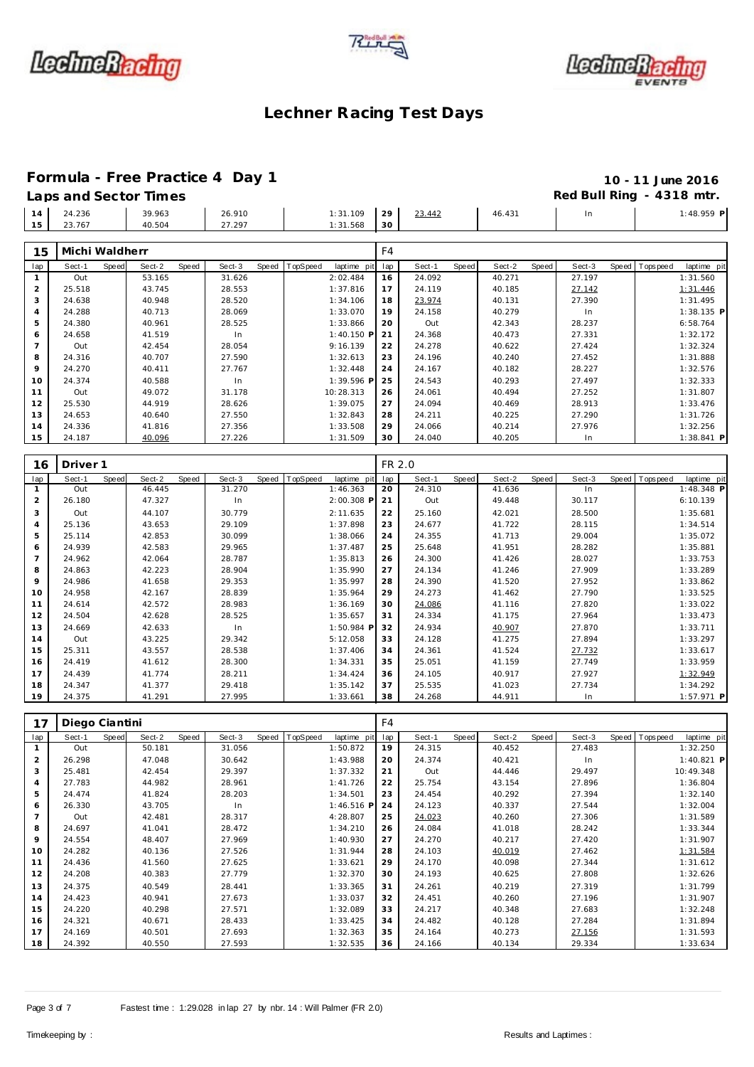# Lechner Racing Test Days

## Formula - Free Practice 4 Day 1

**10 - 11 June 2016**

### Laps and Sector Times

**Red Bull Ring - 4318 mtr.**

| lap | Sect-1 | Speed | Sect-2 | Speed | Sect-3 | Speed | TopSpeed | laptime pit | lap | Sect-1 | Speed | Sect-2 | Speed | Sect-3 | Speed | Topspeed | laptime pit |
|---|---|---|---|---|---|---|---|---|---|---|---|---|---|---|---|---|---|
| 14 | 24.236 | | 39.963 | | 26.910 | | | 1:31.109 | 29 | 23.442 | | 46.431 | | In | | | 1:48.959 P |
| 15 | 23.767 | | 40.504 | | 27.297 | | | 1:31.568 | 30 | | | | | | | | |

| 15 | Michi Waldherr | | | | | | | | F4 | | | | | | | | |
|---|---|---|---|---|---|---|---|---|---|---|---|---|---|---|---|---|---|
| lap | Sect-1 | Speed | Sect-2 | Speed | Sect-3 | Speed | TopSpeed | laptime pit | lap | Sect-1 | Speed | Sect-2 | Speed | Sect-3 | Speed | Topspeed | laptime pit |
| 1 | Out | | 53.165 | | 31.626 | | | 2:02.484 | 16 | 24.092 | | 40.271 | | 27.197 | | | 1:31.560 |
| 2 | 25.518 | | 43.745 | | 28.553 | | | 1:37.816 | 17 | 24.119 | | 40.185 | | 27.142 | | | 1:31.446 |
| 3 | 24.638 | | 40.948 | | 28.520 | | | 1:34.106 | 18 | 23.974 | | 40.131 | | 27.390 | | | 1:31.495 |
| 4 | 24.288 | | 40.713 | | 28.069 | | | 1:33.070 | 19 | 24.158 | | 40.279 | | In | | | 1:38.135 P |
| 5 | 24.380 | | 40.961 | | 28.525 | | | 1:33.866 | 20 | Out | | 42.343 | | 28.237 | | | 6:58.764 |
| 6 | 24.658 | | 41.519 | | In | | | 1:40.150 P | 21 | 24.368 | | 40.473 | | 27.331 | | | 1:32.172 |
| 7 | Out | | 42.454 | | 28.054 | | | 9:16.139 | 22 | 24.278 | | 40.622 | | 27.424 | | | 1:32.324 |
| 8 | 24.316 | | 40.707 | | 27.590 | | | 1:32.613 | 23 | 24.196 | | 40.240 | | 27.452 | | | 1:31.888 |
| 9 | 24.270 | | 40.411 | | 27.767 | | | 1:32.448 | 24 | 24.167 | | 40.182 | | 28.227 | | | 1:32.576 |
| 10 | 24.374 | | 40.588 | | In | | | 1:39.596 P | 25 | 24.543 | | 40.293 | | 27.497 | | | 1:32.333 |
| 11 | Out | | 49.072 | | 31.178 | | | 10:28.313 | 26 | 24.061 | | 40.494 | | 27.252 | | | 1:31.807 |
| 12 | 25.530 | | 44.919 | | 28.626 | | | 1:39.075 | 27 | 24.094 | | 40.469 | | 28.913 | | | 1:33.476 |
| 13 | 24.653 | | 40.640 | | 27.550 | | | 1:32.843 | 28 | 24.211 | | 40.225 | | 27.290 | | | 1:31.726 |
| 14 | 24.336 | | 41.816 | | 27.356 | | | 1:33.508 | 29 | 24.066 | | 40.214 | | 27.976 | | | 1:32.256 |
| 15 | 24.187 | | 40.096 | | 27.226 | | | 1:31.509 | 30 | 24.040 | | 40.205 | | In | | | 1:38.841 P |

| 16 | Driver 1 | | | | | | | | FR 2.0 | | | | | | | | |
|---|---|---|---|---|---|---|---|---|---|---|---|---|---|---|---|---|---|
| lap | Sect-1 | Speed | Sect-2 | Speed | Sect-3 | Speed | TopSpeed | laptime pit | lap | Sect-1 | Speed | Sect-2 | Speed | Sect-3 | Speed | Topspeed | laptime pit |
| 1 | Out | | 46.445 | | 31.270 | | | 1:46.363 | 20 | 24.310 | | 41.636 | | In | | | 1:48.348 P |
| 2 | 26.180 | | 47.327 | | In | | | 2:00.308 P | 21 | Out | | 49.448 | | 30.117 | | | 6:10.139 |
| 3 | Out | | 44.107 | | 30.779 | | | 2:11.635 | 22 | 25.160 | | 42.021 | | 28.500 | | | 1:35.681 |
| 4 | 25.136 | | 43.653 | | 29.109 | | | 1:37.898 | 23 | 24.677 | | 41.722 | | 28.115 | | | 1:34.514 |
| 5 | 25.114 | | 42.853 | | 30.099 | | | 1:38.066 | 24 | 24.355 | | 41.713 | | 29.004 | | | 1:35.072 |
| 6 | 24.939 | | 42.583 | | 29.965 | | | 1:37.487 | 25 | 25.648 | | 41.951 | | 28.282 | | | 1:35.881 |
| 7 | 24.962 | | 42.064 | | 28.787 | | | 1:35.813 | 26 | 24.300 | | 41.426 | | 28.027 | | | 1:33.753 |
| 8 | 24.863 | | 42.223 | | 28.904 | | | 1:35.990 | 27 | 24.134 | | 41.246 | | 27.909 | | | 1:33.289 |
| 9 | 24.986 | | 41.658 | | 29.353 | | | 1:35.997 | 28 | 24.390 | | 41.520 | | 27.952 | | | 1:33.862 |
| 10 | 24.958 | | 42.167 | | 28.839 | | | 1:35.964 | 29 | 24.273 | | 41.462 | | 27.790 | | | 1:33.525 |
| 11 | 24.614 | | 42.572 | | 28.983 | | | 1:36.169 | 30 | 24.086 | | 41.116 | | 27.820 | | | 1:33.022 |
| 12 | 24.504 | | 42.628 | | 28.525 | | | 1:35.657 | 31 | 24.334 | | 41.175 | | 27.964 | | | 1:33.473 |
| 13 | 24.669 | | 42.633 | | In | | | 1:50.984 P | 32 | 24.934 | | 40.907 | | 27.870 | | | 1:33.711 |
| 14 | Out | | 43.225 | | 29.342 | | | 5:12.058 | 33 | 24.128 | | 41.275 | | 27.894 | | | 1:33.297 |
| 15 | 25.311 | | 43.557 | | 28.538 | | | 1:37.406 | 34 | 24.361 | | 41.524 | | 27.732 | | | 1:33.617 |
| 16 | 24.419 | | 41.612 | | 28.300 | | | 1:34.331 | 35 | 25.051 | | 41.159 | | 27.749 | | | 1:33.959 |
| 17 | 24.439 | | 41.774 | | 28.211 | | | 1:34.424 | 36 | 24.105 | | 40.917 | | 27.927 | | | 1:32.949 |
| 18 | 24.347 | | 41.377 | | 29.418 | | | 1:35.142 | 37 | 25.535 | | 41.023 | | 27.734 | | | 1:34.292 |
| 19 | 24.375 | | 41.291 | | 27.995 | | | 1:33.661 | 38 | 24.268 | | 44.911 | | In | | | 1:57.971 P |

| 17 | Diego Ciantini | | | | | | | | F4 | | | | | | | | |
|---|---|---|---|---|---|---|---|---|---|---|---|---|---|---|---|---|---|
| lap | Sect-1 | Speed | Sect-2 | Speed | Sect-3 | Speed | TopSpeed | laptime pit | lap | Sect-1 | Speed | Sect-2 | Speed | Sect-3 | Speed | Topspeed | laptime pit |
| 1 | Out | | 50.181 | | 31.056 | | | 1:50.872 | 19 | 24.315 | | 40.452 | | 27.483 | | | 1:32.250 |
| 2 | 26.298 | | 47.048 | | 30.642 | | | 1:43.988 | 20 | 24.374 | | 40.421 | | In | | | 1:40.821 P |
| 3 | 25.481 | | 42.454 | | 29.397 | | | 1:37.332 | 21 | Out | | 44.446 | | 29.497 | | | 10:49.348 |
| 4 | 27.783 | | 44.982 | | 28.961 | | | 1:41.726 | 22 | 25.754 | | 43.154 | | 27.896 | | | 1:36.804 |
| 5 | 24.474 | | 41.824 | | 28.203 | | | 1:34.501 | 23 | 24.454 | | 40.292 | | 27.394 | | | 1:32.140 |
| 6 | 26.330 | | 43.705 | | In | | | 1:46.516 P | 24 | 24.123 | | 40.337 | | 27.544 | | | 1:32.004 |
| 7 | Out | | 42.481 | | 28.317 | | | 4:28.807 | 25 | 24.023 | | 40.260 | | 27.306 | | | 1:31.589 |
| 8 | 24.697 | | 41.041 | | 28.472 | | | 1:34.210 | 26 | 24.084 | | 41.018 | | 28.242 | | | 1:33.344 |
| 9 | 24.554 | | 48.407 | | 27.969 | | | 1:40.930 | 27 | 24.270 | | 40.217 | | 27.420 | | | 1:31.907 |
| 10 | 24.282 | | 40.136 | | 27.526 | | | 1:31.944 | 28 | 24.103 | | 40.019 | | 27.462 | | | 1:31.584 |
| 11 | 24.436 | | 41.560 | | 27.625 | | | 1:33.621 | 29 | 24.170 | | 40.098 | | 27.344 | | | 1:31.612 |
| 12 | 24.208 | | 40.383 | | 27.779 | | | 1:32.370 | 30 | 24.193 | | 40.625 | | 27.808 | | | 1:32.626 |
| 13 | 24.375 | | 40.549 | | 28.441 | | | 1:33.365 | 31 | 24.261 | | 40.219 | | 27.319 | | | 1:31.799 |
| 14 | 24.423 | | 40.941 | | 27.673 | | | 1:33.037 | 32 | 24.451 | | 40.260 | | 27.196 | | | 1:31.907 |
| 15 | 24.220 | | 40.298 | | 27.571 | | | 1:32.089 | 33 | 24.217 | | 40.348 | | 27.683 | | | 1:32.248 |
| 16 | 24.321 | | 40.671 | | 28.433 | | | 1:33.425 | 34 | 24.482 | | 40.128 | | 27.284 | | | 1:31.894 |
| 17 | 24.169 | | 40.501 | | 27.693 | | | 1:32.363 | 35 | 24.164 | | 40.273 | | 27.156 | | | 1:31.593 |
| 18 | 24.392 | | 40.550 | | 27.593 | | | 1:32.535 | 36 | 24.166 | | 40.134 | | 29.334 | | | 1:33.634 |

Fastest time : 1:29.028 in lap 27 by nbr. 14 : Will Palmer (FR 2.0)

Timekeeping by : Results and Laptimes :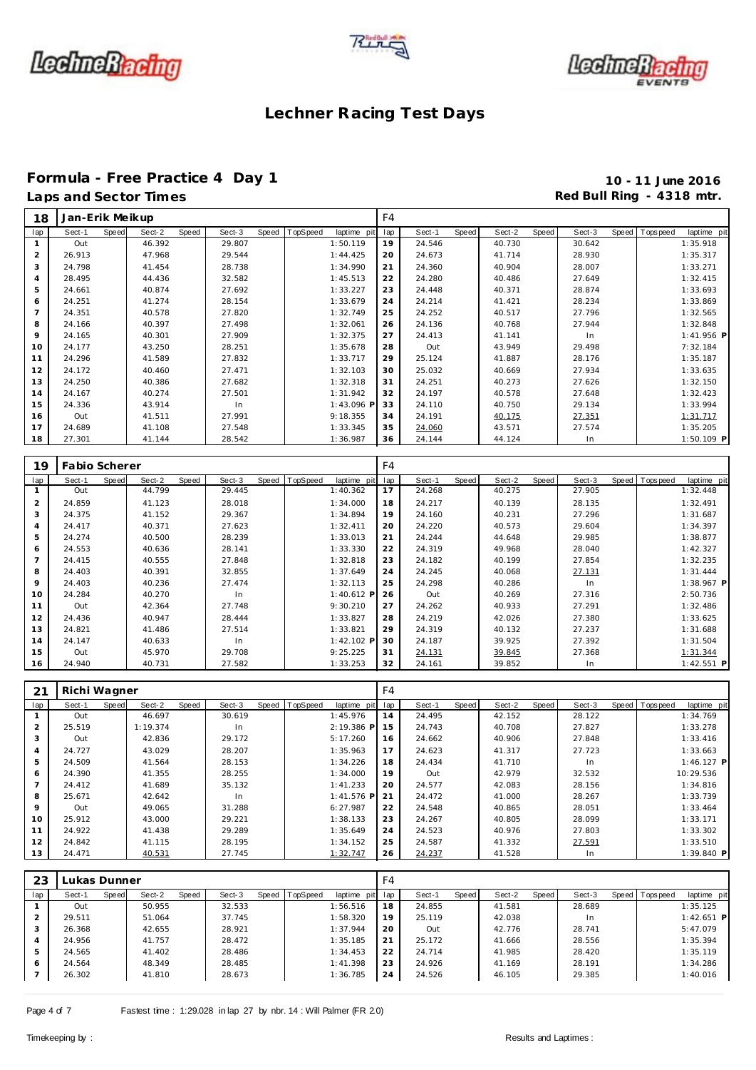# Lechner Racing Test Days

## Formula - Free Practice 4 Day 1

**10 - 11 June 2016**

### Laps and Sector Times

**Red Bull Ring - 4318 mtr.**

| 18 | Jan-Erik Meikup | | | | | | | | F4 | | | | | | | | |
|---|---|---|---|---|---|---|---|---|---|---|---|---|---|---|---|---|---|
| lap | Sect-1 | Speed | Sect-2 | Speed | Sect-3 | Speed | TopSpeed | laptime pit | lap | Sect-1 | Speed | Sect-2 | Speed | Sect-3 | Speed | Topspeed | laptime pit |
| 1 | Out | | 46.392 | | 29.807 | | | 1:50.119 | 19 | 24.546 | | 40.730 | | 30.642 | | | 1:35.918 |
| 2 | 26.913 | | 47.968 | | 29.544 | | | 1:44.425 | 20 | 24.673 | | 41.714 | | 28.930 | | | 1:35.317 |
| 3 | 24.798 | | 41.454 | | 28.738 | | | 1:34.990 | 21 | 24.360 | | 40.904 | | 28.007 | | | 1:33.271 |
| 4 | 28.495 | | 44.436 | | 32.582 | | | 1:45.513 | 22 | 24.280 | | 40.486 | | 27.649 | | | 1:32.415 |
| 5 | 24.661 | | 40.874 | | 27.692 | | | 1:33.227 | 23 | 24.448 | | 40.371 | | 28.874 | | | 1:33.693 |
| 6 | 24.251 | | 41.274 | | 28.154 | | | 1:33.679 | 24 | 24.214 | | 41.421 | | 28.234 | | | 1:33.869 |
| 7 | 24.351 | | 40.578 | | 27.820 | | | 1:32.749 | 25 | 24.252 | | 40.517 | | 27.796 | | | 1:32.565 |
| 8 | 24.166 | | 40.397 | | 27.498 | | | 1:32.061 | 26 | 24.136 | | 40.768 | | 27.944 | | | 1:32.848 |
| 9 | 24.165 | | 40.301 | | 27.909 | | | 1:32.375 | 27 | 24.413 | | 41.141 | | In | | | 1:41.956 P |
| 10 | 24.177 | | 43.250 | | 28.251 | | | 1:35.678 | 28 | Out | | 43.949 | | 29.498 | | | 7:32.184 |
| 11 | 24.296 | | 41.589 | | 27.832 | | | 1:33.717 | 29 | 25.124 | | 41.887 | | 28.176 | | | 1:35.187 |
| 12 | 24.172 | | 40.460 | | 27.471 | | | 1:32.103 | 30 | 25.032 | | 40.669 | | 27.934 | | | 1:33.635 |
| 13 | 24.250 | | 40.386 | | 27.682 | | | 1:32.318 | 31 | 24.251 | | 40.273 | | 27.626 | | | 1:32.150 |
| 14 | 24.167 | | 40.274 | | 27.501 | | | 1:31.942 | 32 | 24.197 | | 40.578 | | 27.648 | | | 1:32.423 |
| 15 | 24.336 | | 43.914 | | In | | | 1:43.096 P | 33 | 24.110 | | 40.750 | | 29.134 | | | 1:33.994 |
| 16 | Out | | 41.511 | | 27.991 | | | 9:18.355 | 34 | 24.191 | | 40.175 | | 27.351 | | | 1:31.717 |
| 17 | 24.689 | | 41.108 | | 27.548 | | | 1:33.345 | 35 | 24.060 | | 43.571 | | 27.574 | | | 1:35.205 |
| 18 | 27.301 | | 41.144 | | 28.542 | | | 1:36.987 | 36 | 24.144 | | 44.124 | | In | | | 1:50.109 P |

| 19 | Fabio Scherer | | | | | | | | F4 | | | | | | | | |
|---|---|---|---|---|---|---|---|---|---|---|---|---|---|---|---|---|---|
| lap | Sect-1 | Speed | Sect-2 | Speed | Sect-3 | Speed | TopSpeed | laptime pit | lap | Sect-1 | Speed | Sect-2 | Speed | Sect-3 | Speed | Topspeed | laptime pit |
| 1 | Out | | 44.799 | | 29.445 | | | 1:40.362 | 17 | 24.268 | | 40.275 | | 27.905 | | | 1:32.448 |
| 2 | 24.859 | | 41.123 | | 28.018 | | | 1:34.000 | 18 | 24.217 | | 40.139 | | 28.135 | | | 1:32.491 |
| 3 | 24.375 | | 41.152 | | 29.367 | | | 1:34.894 | 19 | 24.160 | | 40.231 | | 27.296 | | | 1:31.687 |
| 4 | 24.417 | | 40.371 | | 27.623 | | | 1:32.411 | 20 | 24.220 | | 40.573 | | 29.604 | | | 1:34.397 |
| 5 | 24.274 | | 40.500 | | 28.239 | | | 1:33.013 | 21 | 24.244 | | 44.648 | | 29.985 | | | 1:38.877 |
| 6 | 24.553 | | 40.636 | | 28.141 | | | 1:33.330 | 22 | 24.319 | | 49.968 | | 28.040 | | | 1:42.327 |
| 7 | 24.415 | | 40.555 | | 27.848 | | | 1:32.818 | 23 | 24.182 | | 40.199 | | 27.854 | | | 1:32.235 |
| 8 | 24.403 | | 40.391 | | 32.855 | | | 1:37.649 | 24 | 24.245 | | 40.068 | | 27.131 | | | 1:31.444 |
| 9 | 24.403 | | 40.236 | | 27.474 | | | 1:32.113 | 25 | 24.298 | | 40.286 | | In | | | 1:38.967 P |
| 10 | 24.284 | | 40.270 | | In | | | 1:40.612 P | 26 | Out | | 40.269 | | 27.316 | | | 2:50.736 |
| 11 | Out | | 42.364 | | 27.748 | | | 9:30.210 | 27 | 24.262 | | 40.933 | | 27.291 | | | 1:32.486 |
| 12 | 24.436 | | 40.947 | | 28.444 | | | 1:33.827 | 28 | 24.219 | | 42.026 | | 27.380 | | | 1:33.625 |
| 13 | 24.821 | | 41.486 | | 27.514 | | | 1:33.821 | 29 | 24.319 | | 40.132 | | 27.237 | | | 1:31.688 |
| 14 | 24.147 | | 40.633 | | In | | | 1:42.102 P | 30 | 24.187 | | 39.925 | | 27.392 | | | 1:31.504 |
| 15 | Out | | 45.970 | | 29.708 | | | 9:25.225 | 31 | 24.131 | | 39.845 | | 27.368 | | | 1:31.344 |
| 16 | 24.940 | | 40.731 | | 27.582 | | | 1:33.253 | 32 | 24.161 | | 39.852 | | In | | | 1:42.551 P |

| 21 | Richi Wagner | | | | | | | | F4 | | | | | | | | |
|---|---|---|---|---|---|---|---|---|---|---|---|---|---|---|---|---|---|
| lap | Sect-1 | Speed | Sect-2 | Speed | Sect-3 | Speed | TopSpeed | laptime pit | lap | Sect-1 | Speed | Sect-2 | Speed | Sect-3 | Speed | Topspeed | laptime pit |
| 1 | Out | | 46.697 | | 30.619 | | | 1:45.976 | 14 | 24.495 | | 42.152 | | 28.122 | | | 1:34.769 |
| 2 | 25.519 | | 1:19.374 | | In | | | 2:19.386 P | 15 | 24.743 | | 40.708 | | 27.827 | | | 1:33.278 |
| 3 | Out | | 42.836 | | 29.172 | | | 5:17.260 | 16 | 24.662 | | 40.906 | | 27.848 | | | 1:33.416 |
| 4 | 24.727 | | 43.029 | | 28.207 | | | 1:35.963 | 17 | 24.623 | | 41.317 | | 27.723 | | | 1:33.663 |
| 5 | 24.509 | | 41.564 | | 28.153 | | | 1:34.226 | 18 | 24.434 | | 41.710 | | In | | | 1:46.127 P |
| 6 | 24.390 | | 41.355 | | 28.255 | | | 1:34.000 | 19 | Out | | 42.979 | | 32.532 | | | 10:29.536 |
| 7 | 24.412 | | 41.689 | | 35.132 | | | 1:41.233 | 20 | 24.577 | | 42.083 | | 28.156 | | | 1:34.816 |
| 8 | 25.671 | | 42.642 | | In | | | 1:41.576 P | 21 | 24.472 | | 41.000 | | 28.267 | | | 1:33.739 |
| 9 | Out | | 49.065 | | 31.288 | | | 6:27.987 | 22 | 24.548 | | 40.865 | | 28.051 | | | 1:33.464 |
| 10 | 25.912 | | 43.000 | | 29.221 | | | 1:38.133 | 23 | 24.267 | | 40.805 | | 28.099 | | | 1:33.171 |
| 11 | 24.922 | | 41.438 | | 29.289 | | | 1:35.649 | 24 | 24.523 | | 40.976 | | 27.803 | | | 1:33.302 |
| 12 | 24.842 | | 41.115 | | 28.195 | | | 1:34.152 | 25 | 24.587 | | 41.332 | | 27.591 | | | 1:33.510 |
| 13 | 24.471 | | 40.531 | | 27.745 | | | 1:32.747 | 26 | 24.237 | | 41.528 | | In | | | 1:39.840 P |

| 23 | Lukas Dunner | | | | | | | | F4 | | | | | | | | |
|---|---|---|---|---|---|---|---|---|---|---|---|---|---|---|---|---|---|
| lap | Sect-1 | Speed | Sect-2 | Speed | Sect-3 | Speed | TopSpeed | laptime pit | lap | Sect-1 | Speed | Sect-2 | Speed | Sect-3 | Speed | Topspeed | laptime pit |
| 1 | Out | | 50.955 | | 32.533 | | | 1:56.516 | 18 | 24.855 | | 41.581 | | 28.689 | | | 1:35.125 |
| 2 | 29.511 | | 51.064 | | 37.745 | | | 1:58.320 | 19 | 25.119 | | 42.038 | | In | | | 1:42.651 P |
| 3 | 26.368 | | 42.655 | | 28.921 | | | 1:37.944 | 20 | Out | | 42.776 | | 28.741 | | | 5:47.079 |
| 4 | 24.956 | | 41.757 | | 28.472 | | | 1:35.185 | 21 | 25.172 | | 41.666 | | 28.556 | | | 1:35.394 |
| 5 | 24.565 | | 41.402 | | 28.486 | | | 1:34.453 | 22 | 24.714 | | 41.985 | | 28.420 | | | 1:35.119 |
| 6 | 24.564 | | 48.349 | | 28.485 | | | 1:41.398 | 23 | 24.926 | | 41.169 | | 28.191 | | | 1:34.286 |
| 7 | 26.302 | | 41.810 | | 28.673 | | | 1:36.785 | 24 | 24.526 | | 46.105 | | 29.385 | | | 1:40.016 |

Fastest time : 1:29.028 in lap 27 by nbr. 14 : Will Palmer (FR 2.0)

Timekeeping by : Results and Laptimes :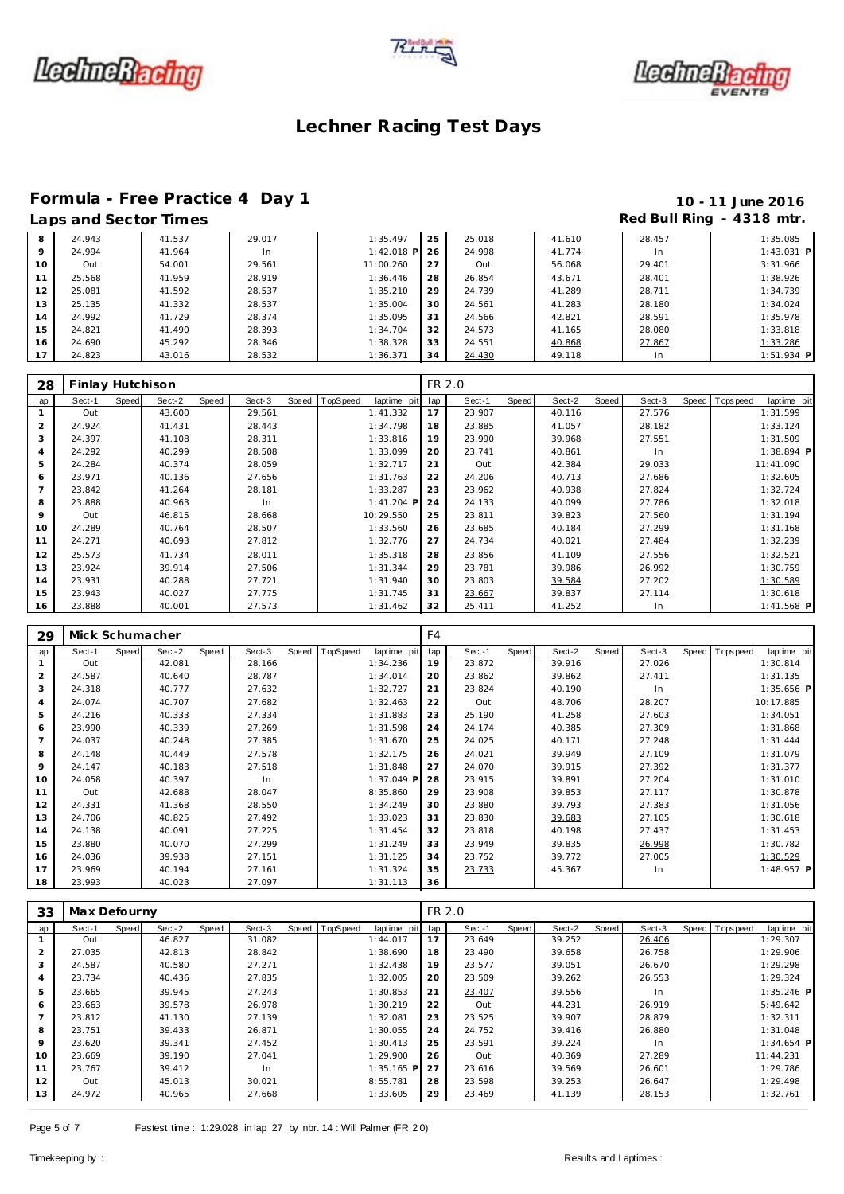# Lechner Racing Test Days

## Formula - Free Practice 4 Day 1

**10 - 11 June 2016**

### Laps and Sector Times

**Red Bull Ring - 4318 mtr.**

| lap | Sect-1 | Speed | Sect-2 | Speed | Sect-3 | Speed | TopSpeed | laptime pit | lap | Sect-1 | Speed | Sect-2 | Speed | Sect-3 | Speed | Topspeed | laptime pit |
|---|---|---|---|---|---|---|---|---|---|---|---|---|---|---|---|---|---|
| 8 | 24.943 | | 41.537 | | 29.017 | | | 1:35.497 | 25 | 25.018 | | 41.610 | | 28.457 | | | 1:35.085 |
| 9 | 24.994 | | 41.964 | | In | | | 1:42.018 P | 26 | 24.998 | | 41.774 | | In | | | 1:43.031 P |
| 10 | Out | | 54.001 | | 29.561 | | | 11:00.260 | 27 | Out | | 56.068 | | 29.401 | | | 3:31.966 |
| 11 | 25.568 | | 41.959 | | 28.919 | | | 1:36.446 | 28 | 26.854 | | 43.671 | | 28.401 | | | 1:38.926 |
| 12 | 25.081 | | 41.592 | | 28.537 | | | 1:35.210 | 29 | 24.739 | | 41.289 | | 28.711 | | | 1:34.739 |
| 13 | 25.135 | | 41.332 | | 28.537 | | | 1:35.004 | 30 | 24.561 | | 41.283 | | 28.180 | | | 1:34.024 |
| 14 | 24.992 | | 41.729 | | 28.374 | | | 1:35.095 | 31 | 24.566 | | 42.821 | | 28.591 | | | 1:35.978 |
| 15 | 24.821 | | 41.490 | | 28.393 | | | 1:34.704 | 32 | 24.573 | | 41.165 | | 28.080 | | | 1:33.818 |
| 16 | 24.690 | | 45.292 | | 28.346 | | | 1:38.328 | 33 | 24.551 | | 40.868 | | 27.867 | | | 1:33.286 |
| 17 | 24.823 | | 43.016 | | 28.532 | | | 1:36.371 | 34 | 24.430 | | 49.118 | | In | | | 1:51.934 P |

**28 Finlay Hutchison — FR 2.0**

| lap | Sect-1 | Speed | Sect-2 | Speed | Sect-3 | Speed | TopSpeed | laptime pit | lap | Sect-1 | Speed | Sect-2 | Speed | Sect-3 | Speed | Topspeed | laptime pit |
|---|---|---|---|---|---|---|---|---|---|---|---|---|---|---|---|---|---|
| 1 | Out | | 43.600 | | 29.561 | | | 1:41.332 | 17 | 23.907 | | 40.116 | | 27.576 | | | 1:31.599 |
| 2 | 24.924 | | 41.431 | | 28.443 | | | 1:34.798 | 18 | 23.885 | | 41.057 | | 28.182 | | | 1:33.124 |
| 3 | 24.397 | | 41.108 | | 28.311 | | | 1:33.816 | 19 | 23.990 | | 39.968 | | 27.551 | | | 1:31.509 |
| 4 | 24.292 | | 40.299 | | 28.508 | | | 1:33.099 | 20 | 23.741 | | 40.861 | | In | | | 1:38.894 P |
| 5 | 24.284 | | 40.374 | | 28.059 | | | 1:32.717 | 21 | Out | | 42.384 | | 29.033 | | | 11:41.090 |
| 6 | 23.971 | | 40.136 | | 27.656 | | | 1:31.763 | 22 | 24.206 | | 40.713 | | 27.686 | | | 1:32.605 |
| 7 | 23.842 | | 41.264 | | 28.181 | | | 1:33.287 | 23 | 23.962 | | 40.938 | | 27.824 | | | 1:32.724 |
| 8 | 23.888 | | 40.963 | | In | | | 1:41.204 P | 24 | 24.133 | | 40.099 | | 27.786 | | | 1:32.018 |
| 9 | Out | | 46.815 | | 28.668 | | | 10:29.550 | 25 | 23.811 | | 39.823 | | 27.560 | | | 1:31.194 |
| 10 | 24.289 | | 40.764 | | 28.507 | | | 1:33.560 | 26 | 23.685 | | 40.184 | | 27.299 | | | 1:31.168 |
| 11 | 24.271 | | 40.693 | | 27.812 | | | 1:32.776 | 27 | 24.734 | | 40.021 | | 27.484 | | | 1:32.239 |
| 12 | 25.573 | | 41.734 | | 28.011 | | | 1:35.318 | 28 | 23.856 | | 41.109 | | 27.556 | | | 1:32.521 |
| 13 | 23.924 | | 39.914 | | 27.506 | | | 1:31.344 | 29 | 23.781 | | 39.986 | | 26.992 | | | 1:30.759 |
| 14 | 23.931 | | 40.288 | | 27.721 | | | 1:31.940 | 30 | 23.803 | | 39.584 | | 27.202 | | | 1:30.589 |
| 15 | 23.943 | | 40.027 | | 27.775 | | | 1:31.745 | 31 | 23.667 | | 39.837 | | 27.114 | | | 1:30.618 |
| 16 | 23.888 | | 40.001 | | 27.573 | | | 1:31.462 | 32 | 25.411 | | 41.252 | | In | | | 1:41.568 P |

**29 Mick Schumacher — F4**

| lap | Sect-1 | Speed | Sect-2 | Speed | Sect-3 | Speed | TopSpeed | laptime pit | lap | Sect-1 | Speed | Sect-2 | Speed | Sect-3 | Speed | Topspeed | laptime pit |
|---|---|---|---|---|---|---|---|---|---|---|---|---|---|---|---|---|---|
| 1 | Out | | 42.081 | | 28.166 | | | 1:34.236 | 19 | 23.872 | | 39.916 | | 27.026 | | | 1:30.814 |
| 2 | 24.587 | | 40.640 | | 28.787 | | | 1:34.014 | 20 | 23.862 | | 39.862 | | 27.411 | | | 1:31.135 |
| 3 | 24.318 | | 40.777 | | 27.632 | | | 1:32.727 | 21 | 23.824 | | 40.190 | | In | | | 1:35.656 P |
| 4 | 24.074 | | 40.707 | | 27.682 | | | 1:32.463 | 22 | Out | | 48.706 | | 28.207 | | | 10:17.885 |
| 5 | 24.216 | | 40.333 | | 27.334 | | | 1:31.883 | 23 | 25.190 | | 41.258 | | 27.603 | | | 1:34.051 |
| 6 | 23.990 | | 40.339 | | 27.269 | | | 1:31.598 | 24 | 24.174 | | 40.385 | | 27.309 | | | 1:31.868 |
| 7 | 24.037 | | 40.248 | | 27.385 | | | 1:31.670 | 25 | 24.025 | | 40.171 | | 27.248 | | | 1:31.444 |
| 8 | 24.148 | | 40.449 | | 27.578 | | | 1:32.175 | 26 | 24.021 | | 39.949 | | 27.109 | | | 1:31.079 |
| 9 | 24.147 | | 40.183 | | 27.518 | | | 1:31.848 | 27 | 24.070 | | 39.915 | | 27.392 | | | 1:31.377 |
| 10 | 24.058 | | 40.397 | | In | | | 1:37.049 P | 28 | 23.915 | | 39.891 | | 27.204 | | | 1:31.010 |
| 11 | Out | | 42.688 | | 28.047 | | | 8:35.860 | 29 | 23.908 | | 39.853 | | 27.117 | | | 1:30.878 |
| 12 | 24.331 | | 41.368 | | 28.550 | | | 1:34.249 | 30 | 23.880 | | 39.793 | | 27.383 | | | 1:31.056 |
| 13 | 24.706 | | 40.825 | | 27.492 | | | 1:33.023 | 31 | 23.830 | | 39.683 | | 27.105 | | | 1:30.618 |
| 14 | 24.138 | | 40.091 | | 27.225 | | | 1:31.454 | 32 | 23.818 | | 40.198 | | 27.437 | | | 1:31.453 |
| 15 | 23.880 | | 40.070 | | 27.299 | | | 1:31.249 | 33 | 23.949 | | 39.835 | | 26.998 | | | 1:30.782 |
| 16 | 24.036 | | 39.938 | | 27.151 | | | 1:31.125 | 34 | 23.752 | | 39.772 | | 27.005 | | | 1:30.529 |
| 17 | 23.969 | | 40.194 | | 27.161 | | | 1:31.324 | 35 | 23.733 | | 45.367 | | In | | | 1:48.957 P |
| 18 | 23.993 | | 40.023 | | 27.097 | | | 1:31.113 | 36 | | | | | | | | |

**33 Max Defourny — FR 2.0**

| lap | Sect-1 | Speed | Sect-2 | Speed | Sect-3 | Speed | TopSpeed | laptime pit | lap | Sect-1 | Speed | Sect-2 | Speed | Sect-3 | Speed | Topspeed | laptime pit |
|---|---|---|---|---|---|---|---|---|---|---|---|---|---|---|---|---|---|
| 1 | Out | | 46.827 | | 31.082 | | | 1:44.017 | 17 | 23.649 | | 39.252 | | 26.406 | | | 1:29.307 |
| 2 | 27.035 | | 42.813 | | 28.842 | | | 1:38.690 | 18 | 23.490 | | 39.658 | | 26.758 | | | 1:29.906 |
| 3 | 24.587 | | 40.580 | | 27.271 | | | 1:32.438 | 19 | 23.577 | | 39.051 | | 26.670 | | | 1:29.298 |
| 4 | 23.734 | | 40.436 | | 27.835 | | | 1:32.005 | 20 | 23.509 | | 39.262 | | 26.553 | | | 1:29.324 |
| 5 | 23.665 | | 39.945 | | 27.243 | | | 1:30.853 | 21 | 23.407 | | 39.556 | | In | | | 1:35.246 P |
| 6 | 23.663 | | 39.578 | | 26.978 | | | 1:30.219 | 22 | Out | | 44.231 | | 26.919 | | | 5:49.642 |
| 7 | 23.812 | | 41.130 | | 27.139 | | | 1:32.081 | 23 | 23.525 | | 39.907 | | 28.879 | | | 1:32.311 |
| 8 | 23.751 | | 39.433 | | 26.871 | | | 1:30.055 | 24 | 24.752 | | 39.416 | | 26.880 | | | 1:31.048 |
| 9 | 23.620 | | 39.341 | | 27.452 | | | 1:30.413 | 25 | 23.591 | | 39.224 | | In | | | 1:34.654 P |
| 10 | 23.669 | | 39.190 | | 27.041 | | | 1:29.900 | 26 | Out | | 40.369 | | 27.289 | | | 11:44.231 |
| 11 | 23.767 | | 39.412 | | In | | | 1:35.165 P | 27 | 23.616 | | 39.569 | | 26.601 | | | 1:29.786 |
| 12 | Out | | 45.013 | | 30.021 | | | 8:55.781 | 28 | 23.598 | | 39.253 | | 26.647 | | | 1:29.498 |
| 13 | 24.972 | | 40.965 | | 27.668 | | | 1:33.605 | 29 | 23.469 | | 41.139 | | 28.153 | | | 1:32.761 |

Fastest time : 1:29.028 in lap 27 by nbr. 14 : Will Palmer (FR 2.0)

Timekeeping by : Results and Laptimes :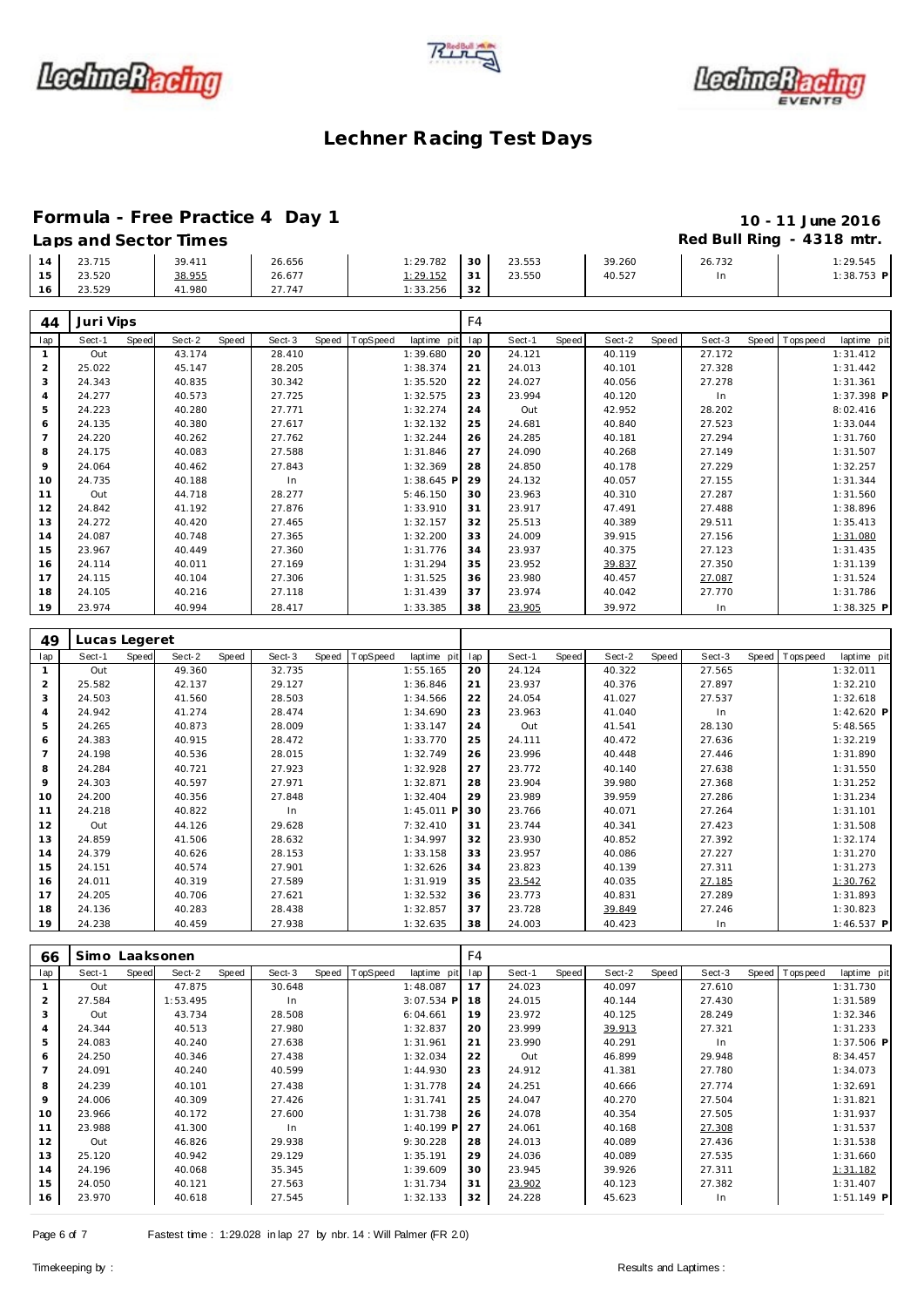# Lechner Racing Test Days

## Formula - Free Practice 4 Day 1

**Laps and Sector Times**

**10 - 11 June 2016**
**Red Bull Ring - 4318 mtr.**

| lap | Sect-1 | Speed | Sect-2 | Speed | Sect-3 | Speed | TopSpeed | laptime pit | lap | Sect-1 | Speed | Sect-2 | Speed | Sect-3 | Speed | Topspeed | laptime pit |
|---|---|---|---|---|---|---|---|---|---|---|---|---|---|---|---|---|---|
| 14 | 23.715 | | 39.411 | | 26.656 | | | 1:29.782 | 30 | 23.553 | | 39.260 | | 26.732 | | | 1:29.545 |
| 15 | 23.520 | | 38.955 | | 26.677 | | | 1:29.152 | 31 | 23.550 | | 40.527 | | In | | | 1:38.753 P |
| 16 | 23.529 | | 41.980 | | 27.747 | | | 1:33.256 | 32 | | | | | | | | |

### 44 Juri Vips — F4

| lap | Sect-1 | Speed | Sect-2 | Speed | Sect-3 | Speed | TopSpeed | laptime pit | lap | Sect-1 | Speed | Sect-2 | Speed | Sect-3 | Speed | Topspeed | laptime pit |
|---|---|---|---|---|---|---|---|---|---|---|---|---|---|---|---|---|---|
| 1 | Out | | 43.174 | | 28.410 | | | 1:39.680 | 20 | 24.121 | | 40.119 | | 27.172 | | | 1:31.412 |
| 2 | 25.022 | | 45.147 | | 28.205 | | | 1:38.374 | 21 | 24.013 | | 40.101 | | 27.328 | | | 1:31.442 |
| 3 | 24.343 | | 40.835 | | 30.342 | | | 1:35.520 | 22 | 24.027 | | 40.056 | | 27.278 | | | 1:31.361 |
| 4 | 24.277 | | 40.573 | | 27.725 | | | 1:32.575 | 23 | 23.994 | | 40.120 | | In | | | 1:37.398 P |
| 5 | 24.223 | | 40.280 | | 27.771 | | | 1:32.274 | 24 | Out | | 42.952 | | 28.202 | | | 8:02.416 |
| 6 | 24.135 | | 40.380 | | 27.617 | | | 1:32.132 | 25 | 24.681 | | 40.840 | | 27.523 | | | 1:33.044 |
| 7 | 24.220 | | 40.262 | | 27.762 | | | 1:32.244 | 26 | 24.285 | | 40.181 | | 27.294 | | | 1:31.760 |
| 8 | 24.175 | | 40.083 | | 27.588 | | | 1:31.846 | 27 | 24.090 | | 40.268 | | 27.149 | | | 1:31.507 |
| 9 | 24.064 | | 40.462 | | 27.843 | | | 1:32.369 | 28 | 24.850 | | 40.178 | | 27.229 | | | 1:32.257 |
| 10 | 24.735 | | 40.188 | | In | | | 1:38.645 P | 29 | 24.132 | | 40.057 | | 27.155 | | | 1:31.344 |
| 11 | Out | | 44.718 | | 28.277 | | | 5:46.150 | 30 | 23.963 | | 40.310 | | 27.287 | | | 1:31.560 |
| 12 | 24.842 | | 41.192 | | 27.876 | | | 1:33.910 | 31 | 23.917 | | 47.491 | | 27.488 | | | 1:38.896 |
| 13 | 24.272 | | 40.420 | | 27.465 | | | 1:32.157 | 32 | 25.513 | | 40.389 | | 29.511 | | | 1:35.413 |
| 14 | 24.087 | | 40.748 | | 27.365 | | | 1:32.200 | 33 | 24.009 | | 39.915 | | 27.156 | | | 1:31.080 |
| 15 | 23.967 | | 40.449 | | 27.360 | | | 1:31.776 | 34 | 23.937 | | 40.375 | | 27.123 | | | 1:31.435 |
| 16 | 24.114 | | 40.011 | | 27.169 | | | 1:31.294 | 35 | 23.952 | | 39.837 | | 27.350 | | | 1:31.139 |
| 17 | 24.115 | | 40.104 | | 27.306 | | | 1:31.525 | 36 | 23.980 | | 40.457 | | 27.087 | | | 1:31.524 |
| 18 | 24.105 | | 40.216 | | 27.118 | | | 1:31.439 | 37 | 23.974 | | 40.042 | | 27.770 | | | 1:31.786 |
| 19 | 23.974 | | 40.994 | | 28.417 | | | 1:33.385 | 38 | 23.905 | | 39.972 | | In | | | 1:38.325 P |

### 49 Lucas Legeret

| lap | Sect-1 | Speed | Sect-2 | Speed | Sect-3 | Speed | TopSpeed | laptime pit | lap | Sect-1 | Speed | Sect-2 | Speed | Sect-3 | Speed | Topspeed | laptime pit |
|---|---|---|---|---|---|---|---|---|---|---|---|---|---|---|---|---|---|
| 1 | Out | | 49.360 | | 32.735 | | | 1:55.165 | 20 | 24.124 | | 40.322 | | 27.565 | | | 1:32.011 |
| 2 | 25.582 | | 42.137 | | 29.127 | | | 1:36.846 | 21 | 23.937 | | 40.376 | | 27.897 | | | 1:32.210 |
| 3 | 24.503 | | 41.560 | | 28.503 | | | 1:34.566 | 22 | 24.054 | | 41.027 | | 27.537 | | | 1:32.618 |
| 4 | 24.942 | | 41.274 | | 28.474 | | | 1:34.690 | 23 | 23.963 | | 41.040 | | In | | | 1:42.620 P |
| 5 | 24.265 | | 40.873 | | 28.009 | | | 1:33.147 | 24 | Out | | 41.541 | | 28.130 | | | 5:48.565 |
| 6 | 24.383 | | 40.915 | | 28.472 | | | 1:33.770 | 25 | 24.111 | | 40.472 | | 27.636 | | | 1:32.219 |
| 7 | 24.198 | | 40.536 | | 28.015 | | | 1:32.749 | 26 | 23.996 | | 40.448 | | 27.446 | | | 1:31.890 |
| 8 | 24.284 | | 40.721 | | 27.923 | | | 1:32.928 | 27 | 23.772 | | 40.140 | | 27.638 | | | 1:31.550 |
| 9 | 24.303 | | 40.597 | | 27.971 | | | 1:32.871 | 28 | 23.904 | | 39.980 | | 27.368 | | | 1:31.252 |
| 10 | 24.200 | | 40.356 | | 27.848 | | | 1:32.404 | 29 | 23.989 | | 39.959 | | 27.286 | | | 1:31.234 |
| 11 | 24.218 | | 40.822 | | In | | | 1:45.011 P | 30 | 23.766 | | 40.071 | | 27.264 | | | 1:31.101 |
| 12 | Out | | 44.126 | | 29.628 | | | 7:32.410 | 31 | 23.744 | | 40.341 | | 27.423 | | | 1:31.508 |
| 13 | 24.859 | | 41.506 | | 28.632 | | | 1:34.997 | 32 | 23.930 | | 40.852 | | 27.392 | | | 1:32.174 |
| 14 | 24.379 | | 40.626 | | 28.153 | | | 1:33.158 | 33 | 23.957 | | 40.086 | | 27.227 | | | 1:31.270 |
| 15 | 24.151 | | 40.574 | | 27.901 | | | 1:32.626 | 34 | 23.823 | | 40.139 | | 27.311 | | | 1:31.273 |
| 16 | 24.011 | | 40.319 | | 27.589 | | | 1:31.919 | 35 | 23.542 | | 40.035 | | 27.185 | | | 1:30.762 |
| 17 | 24.205 | | 40.706 | | 27.621 | | | 1:32.532 | 36 | 23.773 | | 40.831 | | 27.289 | | | 1:31.893 |
| 18 | 24.136 | | 40.283 | | 28.438 | | | 1:32.857 | 37 | 23.728 | | 39.849 | | 27.246 | | | 1:30.823 |
| 19 | 24.238 | | 40.459 | | 27.938 | | | 1:32.635 | 38 | 24.003 | | 40.423 | | In | | | 1:46.537 P |

### 66 Simo Laaksonen — F4

| lap | Sect-1 | Speed | Sect-2 | Speed | Sect-3 | Speed | TopSpeed | laptime pit | lap | Sect-1 | Speed | Sect-2 | Speed | Sect-3 | Speed | Topspeed | laptime pit |
|---|---|---|---|---|---|---|---|---|---|---|---|---|---|---|---|---|---|
| 1 | Out | | 47.875 | | 30.648 | | | 1:48.087 | 17 | 24.023 | | 40.097 | | 27.610 | | | 1:31.730 |
| 2 | 27.584 | | 1:53.495 | | In | | | 3:07.534 P | 18 | 24.015 | | 40.144 | | 27.430 | | | 1:31.589 |
| 3 | Out | | 43.734 | | 28.508 | | | 6:04.661 | 19 | 23.972 | | 40.125 | | 28.249 | | | 1:32.346 |
| 4 | 24.344 | | 40.513 | | 27.980 | | | 1:32.837 | 20 | 23.999 | | 39.913 | | 27.321 | | | 1:31.233 |
| 5 | 24.083 | | 40.240 | | 27.638 | | | 1:31.961 | 21 | 23.990 | | 40.291 | | In | | | 1:37.506 P |
| 6 | 24.250 | | 40.346 | | 27.438 | | | 1:32.034 | 22 | Out | | 46.899 | | 29.948 | | | 8:34.457 |
| 7 | 24.091 | | 40.240 | | 40.599 | | | 1:44.930 | 23 | 24.912 | | 41.381 | | 27.780 | | | 1:34.073 |
| 8 | 24.239 | | 40.101 | | 27.438 | | | 1:31.778 | 24 | 24.251 | | 40.666 | | 27.774 | | | 1:32.691 |
| 9 | 24.006 | | 40.309 | | 27.426 | | | 1:31.741 | 25 | 24.047 | | 40.270 | | 27.504 | | | 1:31.821 |
| 10 | 23.966 | | 40.172 | | 27.600 | | | 1:31.738 | 26 | 24.078 | | 40.354 | | 27.505 | | | 1:31.937 |
| 11 | 23.988 | | 41.300 | | In | | | 1:40.199 P | 27 | 24.061 | | 40.168 | | 27.308 | | | 1:31.537 |
| 12 | Out | | 46.826 | | 29.938 | | | 9:30.228 | 28 | 24.013 | | 40.089 | | 27.436 | | | 1:31.538 |
| 13 | 25.120 | | 40.942 | | 29.129 | | | 1:35.191 | 29 | 24.036 | | 40.089 | | 27.535 | | | 1:31.660 |
| 14 | 24.196 | | 40.068 | | 35.345 | | | 1:39.609 | 30 | 23.945 | | 39.926 | | 27.311 | | | 1:31.182 |
| 15 | 24.050 | | 40.121 | | 27.563 | | | 1:31.734 | 31 | 23.902 | | 40.123 | | 27.382 | | | 1:31.407 |
| 16 | 23.970 | | 40.618 | | 27.545 | | | 1:32.133 | 32 | 24.228 | | 45.623 | | In | | | 1:51.149 P |

Fastest time : 1:29.028 in lap 27 by nbr. 14 : Will Palmer (FR 2.0)

Timekeeping by :

Results and Laptimes :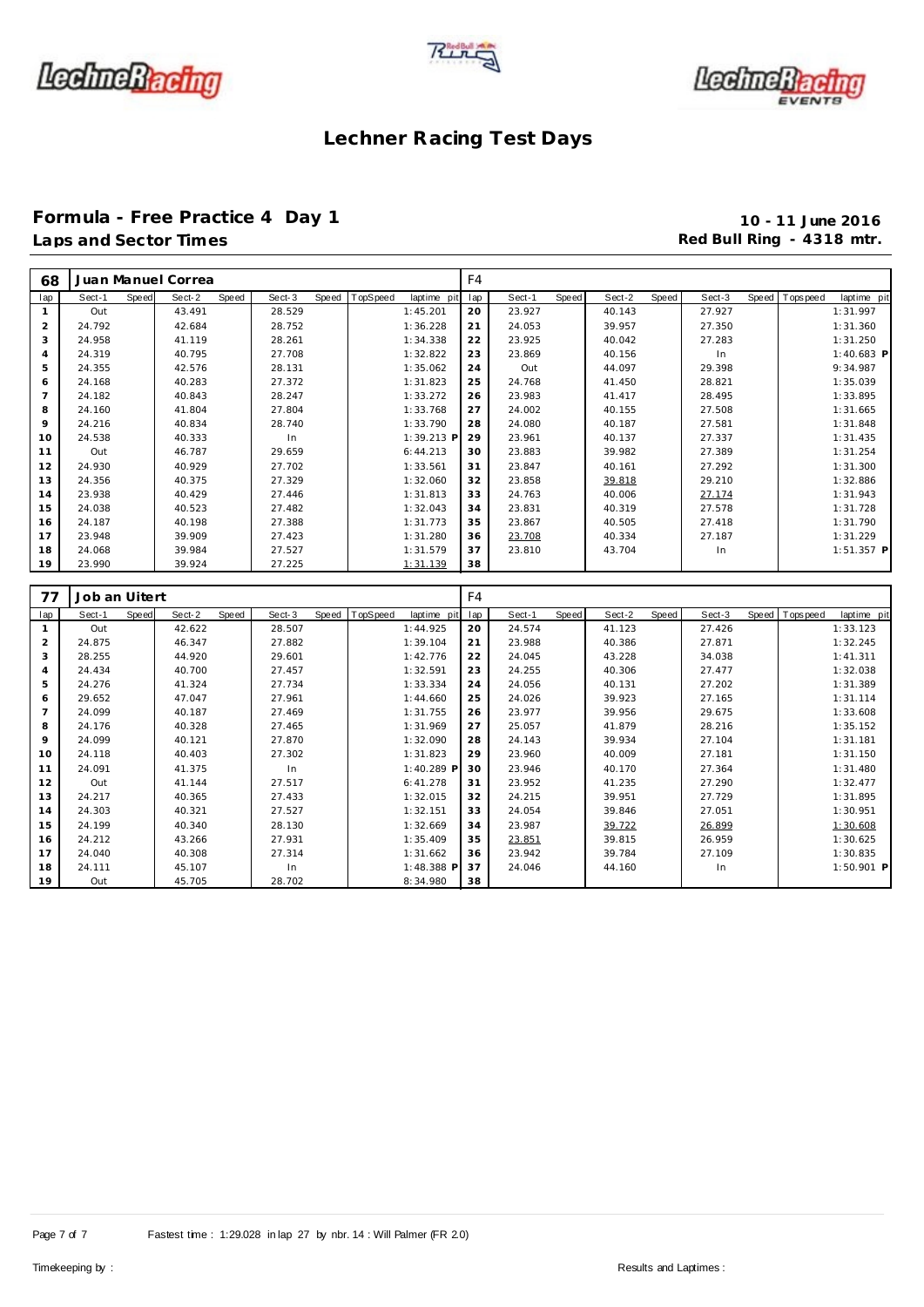# Lechner Racing Test Days

## Formula - Free Practice 4 Day 1

**Laps and Sector Times**

**10 - 11 June 2016**
**Red Bull Ring - 4318 mtr.**

| 68 | Juan Manuel Correa | | | | | | | | F4 | | | | | | | | |
|---|---|---|---|---|---|---|---|---|---|---|---|---|---|---|---|---|---|
| lap | Sect-1 | Speed | Sect-2 | Speed | Sect-3 | Speed | TopSpeed | laptime pit | lap | Sect-1 | Speed | Sect-2 | Speed | Sect-3 | Speed | Topspeed | laptime pit |
| 1 | Out | | 43.491 | | 28.529 | | | 1:45.201 | 20 | 23.927 | | 40.143 | | 27.927 | | | 1:31.997 |
| 2 | 24.792 | | 42.684 | | 28.752 | | | 1:36.228 | 21 | 24.053 | | 39.957 | | 27.350 | | | 1:31.360 |
| 3 | 24.958 | | 41.119 | | 28.261 | | | 1:34.338 | 22 | 23.925 | | 40.042 | | 27.283 | | | 1:31.250 |
| 4 | 24.319 | | 40.795 | | 27.708 | | | 1:32.822 | 23 | 23.869 | | 40.156 | | In | | | 1:40.683 P |
| 5 | 24.355 | | 42.576 | | 28.131 | | | 1:35.062 | 24 | Out | | 44.097 | | 29.398 | | | 9:34.987 |
| 6 | 24.168 | | 40.283 | | 27.372 | | | 1:31.823 | 25 | 24.768 | | 41.450 | | 28.821 | | | 1:35.039 |
| 7 | 24.182 | | 40.843 | | 28.247 | | | 1:33.272 | 26 | 23.983 | | 41.417 | | 28.495 | | | 1:33.895 |
| 8 | 24.160 | | 41.804 | | 27.804 | | | 1:33.768 | 27 | 24.002 | | 40.155 | | 27.508 | | | 1:31.665 |
| 9 | 24.216 | | 40.834 | | 28.740 | | | 1:33.790 | 28 | 24.080 | | 40.187 | | 27.581 | | | 1:31.848 |
| 10 | 24.538 | | 40.333 | | In | | | 1:39.213 P | 29 | 23.961 | | 40.137 | | 27.337 | | | 1:31.435 |
| 11 | Out | | 46.787 | | 29.659 | | | 6:44.213 | 30 | 23.883 | | 39.982 | | 27.389 | | | 1:31.254 |
| 12 | 24.930 | | 40.929 | | 27.702 | | | 1:33.561 | 31 | 23.847 | | 40.161 | | 27.292 | | | 1:31.300 |
| 13 | 24.356 | | 40.375 | | 27.329 | | | 1:32.060 | 32 | 23.858 | | 39.818 | | 29.210 | | | 1:32.886 |
| 14 | 23.938 | | 40.429 | | 27.446 | | | 1:31.813 | 33 | 24.763 | | 40.006 | | 27.174 | | | 1:31.943 |
| 15 | 24.038 | | 40.523 | | 27.482 | | | 1:32.043 | 34 | 23.831 | | 40.319 | | 27.578 | | | 1:31.728 |
| 16 | 24.187 | | 40.198 | | 27.388 | | | 1:31.773 | 35 | 23.867 | | 40.505 | | 27.418 | | | 1:31.790 |
| 17 | 23.948 | | 39.909 | | 27.423 | | | 1:31.280 | 36 | 23.708 | | 40.334 | | 27.187 | | | 1:31.229 |
| 18 | 24.068 | | 39.984 | | 27.527 | | | 1:31.579 | 37 | 23.810 | | 43.704 | | In | | | 1:51.357 P |
| 19 | 23.990 | | 39.924 | | 27.225 | | | 1:31.139 | 38 | | | | | | | | |

| 77 | Job an Uitert | | | | | | | | F4 | | | | | | | | |
|---|---|---|---|---|---|---|---|---|---|---|---|---|---|---|---|---|---|
| lap | Sect-1 | Speed | Sect-2 | Speed | Sect-3 | Speed | TopSpeed | laptime pit | lap | Sect-1 | Speed | Sect-2 | Speed | Sect-3 | Speed | Topspeed | laptime pit |
| 1 | Out | | 42.622 | | 28.507 | | | 1:44.925 | 20 | 24.574 | | 41.123 | | 27.426 | | | 1:33.123 |
| 2 | 24.875 | | 46.347 | | 27.882 | | | 1:39.104 | 21 | 23.988 | | 40.386 | | 27.871 | | | 1:32.245 |
| 3 | 28.255 | | 44.920 | | 29.601 | | | 1:42.776 | 22 | 24.045 | | 43.228 | | 34.038 | | | 1:41.311 |
| 4 | 24.434 | | 40.700 | | 27.457 | | | 1:32.591 | 23 | 24.255 | | 40.306 | | 27.477 | | | 1:32.038 |
| 5 | 24.276 | | 41.324 | | 27.734 | | | 1:33.334 | 24 | 24.056 | | 40.131 | | 27.202 | | | 1:31.389 |
| 6 | 29.652 | | 47.047 | | 27.961 | | | 1:44.660 | 25 | 24.026 | | 39.923 | | 27.165 | | | 1:31.114 |
| 7 | 24.099 | | 40.187 | | 27.469 | | | 1:31.755 | 26 | 23.977 | | 39.956 | | 29.675 | | | 1:33.608 |
| 8 | 24.176 | | 40.328 | | 27.465 | | | 1:31.969 | 27 | 25.057 | | 41.879 | | 28.216 | | | 1:35.152 |
| 9 | 24.099 | | 40.121 | | 27.870 | | | 1:32.090 | 28 | 24.143 | | 39.934 | | 27.104 | | | 1:31.181 |
| 10 | 24.118 | | 40.403 | | 27.302 | | | 1:31.823 | 29 | 23.960 | | 40.009 | | 27.181 | | | 1:31.150 |
| 11 | 24.091 | | 41.375 | | In | | | 1:40.289 P | 30 | 23.946 | | 40.170 | | 27.364 | | | 1:31.480 |
| 12 | Out | | 41.144 | | 27.517 | | | 6:41.278 | 31 | 23.952 | | 41.235 | | 27.290 | | | 1:32.477 |
| 13 | 24.217 | | 40.365 | | 27.433 | | | 1:32.015 | 32 | 24.215 | | 39.951 | | 27.729 | | | 1:31.895 |
| 14 | 24.303 | | 40.321 | | 27.527 | | | 1:32.151 | 33 | 24.054 | | 39.846 | | 27.051 | | | 1:30.951 |
| 15 | 24.199 | | 40.340 | | 28.130 | | | 1:32.669 | 34 | 23.987 | | 39.722 | | 26.899 | | | 1:30.608 |
| 16 | 24.212 | | 43.266 | | 27.931 | | | 1:35.409 | 35 | 23.851 | | 39.815 | | 26.959 | | | 1:30.625 |
| 17 | 24.040 | | 40.308 | | 27.314 | | | 1:31.662 | 36 | 23.942 | | 39.784 | | 27.109 | | | 1:30.835 |
| 18 | 24.111 | | 45.107 | | In | | | 1:48.388 P | 37 | 24.046 | | 44.160 | | In | | | 1:50.901 P |
| 19 | Out | | 45.705 | | 28.702 | | | 8:34.980 | 38 | | | | | | | | |

Fastest time : 1:29.028 in lap 27 by nbr. 14 : Will Palmer (FR 2.0)

Timekeeping by :

Results and Laptimes :